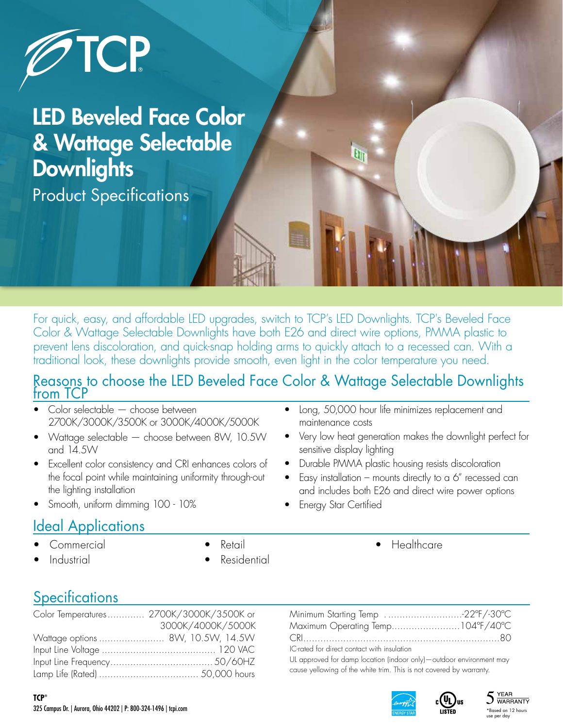# LED Beveled Face Color & Wattage Selectable Downlights

Product Specifications

For quick, easy, and affordable LED upgrades, switch to TCP's LED Downlights. TCP's Beveled Face Color & Wattage Selectable Downlights have both E26 and direct wire options, PMMA plastic to prevent lens discoloration, and quick-snap holding arms to quickly attach to a recessed can. With a traditional look, these downlights provide smooth, even light in the color temperature you need.

## Reasons to choose the LED Beveled Face Color & Wattage Selectable Downlights from TCP

- Color selectable — choose between 2700K/3000K/3500K or 3000K/4000K/5000K
- Wattage selectable — choose between 8W, 10.5W and 14.5W
- Excellent color consistency and CRI enhances colors of the focal point while maintaining uniformity through-out the lighting installation
- Smooth, uniform dimming 100 - 10%
- Long, 50,000 hour life minimizes replacement and maintenance costs
- Very low heat generation makes the downlight perfect for sensitive display lighting
- Durable PMMA plastic housing resists discoloration
- Easy installation – mounts directly to a 6" recessed can and includes both E26 and direct wire power options
- Energy Star Certified

## Ideal Applications

- Commercial
- Industrial
- Retail
- Residential
- Healthcare

## Specifications

| Specification | Value |
|---|---|
| Color Temperatures | 2700K/3000K/3500K or 3000K/4000K/5000K |
| Wattage options | 8W, 10.5W, 14.5W |
| Input Line Voltage | 120 VAC |
| Input Line Frequency | 50/60HZ |
| Lamp Life (Rated) | 50,000 hours |
| Minimum Starting Temp | -22°F/-30°C |
| Maximum Operating Temp | 104°F/40°C |
| CRI | 80 |

IC-rated for direct contact with insulation

UL approved for damp location (indoor only)—outdoor environment may cause yellowing of the white trim. This is not covered by warranty.

5 YEAR WARRANTY

*Based on 12 hours use per day

**TCP®**

325 Campus Dr. | Aurora, Ohio 44202 | P: 800-324-1496 | tcpi.com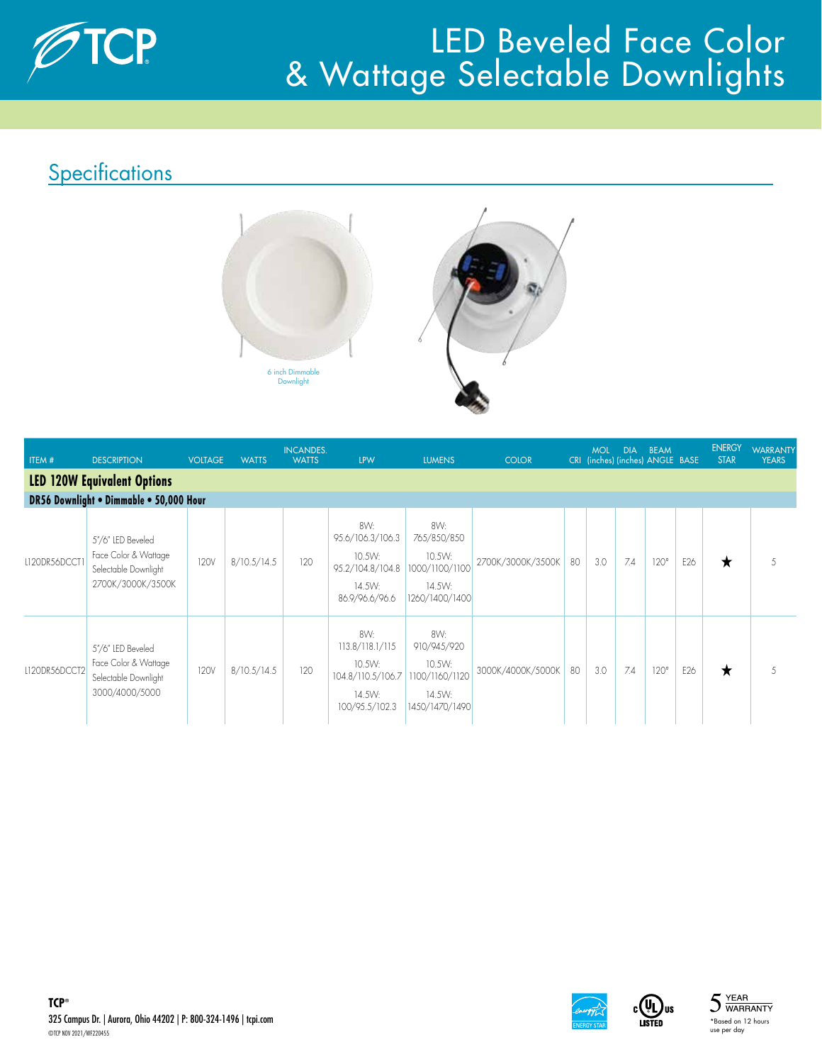# LED Beveled Face Color & Wattage Selectable Downlights

## Specifications

6 inch Dimmable Downlight

| ITEM # | DESCRIPTION | VOLTAGE | WATTS | INCANDES. WATTS | LPW | LUMENS | COLOR | CRI | MOL (inches) | DIA (inches) | BEAM ANGLE | BASE | ENERGY STAR | WARRANTY YEARS |
|---|---|---|---|---|---|---|---|---|---|---|---|---|---|---|
| **LED 120W Equivalent Options** | | | | | | | | | | | | | | |
| **DR56 Downlight • Dimmable • 50,000 Hour** | | | | | | | | | | | | | | |
| L120DR56DCCT1 | 5"/6" LED Beveled Face Color & Wattage Selectable Downlight 2700K/3000K/3500K | 120V | 8/10.5/14.5 | 120 | 8W: 95.6/106.3/106.3 10.5W: 95.2/104.8/104.8 14.5W: 86.9/96.6/96.6 | 8W: 765/850/850 10.5W: 1000/1100/1100 14.5W: 1260/1400/1400 | 2700K/3000K/3500K | 80 | 3.0 | 7.4 | 120° | E26 | ★ | 5 |
| L120DR56DCCT2 | 5"/6" LED Beveled Face Color & Wattage Selectable Downlight 3000/4000/5000 | 120V | 8/10.5/14.5 | 120 | 8W: 113.8/118.1/115 10.5W: 104.8/110.5/106.7 14.5W: 100/95.5/102.3 | 8W: 910/945/920 10.5W: 1100/1160/1120 14.5W: 1450/1470/1490 | 3000K/4000K/5000K | 80 | 3.0 | 7.4 | 120° | E26 | ★ | 5 |

**TCP®**
325 Campus Dr. | Aurora, Ohio 44202 | P: 800-324-1496 | tcpi.com
©TCP NOV 2021/WF220455

ENERGY STAR

c UL us LISTED

5 YEAR WARRANTY
*Based on 12 hours use per day